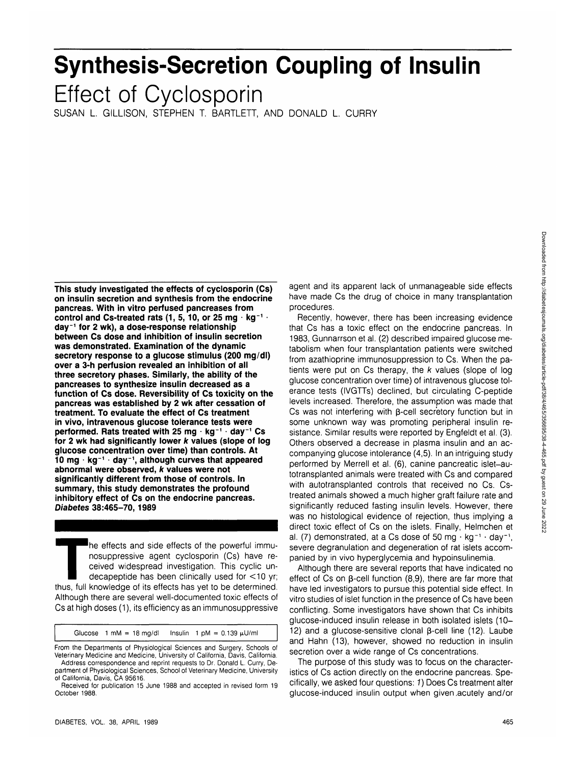# Synthesis-Secretion Coupling of Insulin

## Effect of Cyclosporin

SUSAN L. GILLISON, STEPHEN T. BARTLETT, AND DONALD L. CURRY

**This study investigated the effects of cyclosporin (Cs) on insulin secretion and synthesis from the endocrine pancreas. With in vitro perfused pancreases from control and Cs-treated rats (1, 5, 10, or 25 mg · kg$^{-1}$ · day$^{-1}$ for 2 wk), a dose-response relationship between Cs dose and inhibition of insulin secretion was demonstrated. Examination of the dynamic secretory response to a glucose stimulus (200 mg/dl) over a 3-h perfusion revealed an inhibition of all three secretory phases. Similarly, the ability of the pancreases to synthesize insulin decreased as a function of Cs dose. Reversibility of Cs toxicity on the pancreas was established by 2 wk after cessation of treatment. To evaluate the effect of Cs treatment in vivo, intravenous glucose tolerance tests were performed. Rats treated with 25 mg · kg$^{-1}$ · day$^{-1}$ Cs for 2 wk had significantly lower *k* values (slope of log glucose concentration over time) than controls. At 10 mg · kg$^{-1}$ · day$^{-1}$, although curves that appeared abnormal were observed, *k* values were not significantly different from those of controls. In summary, this study demonstrates the profound inhibitory effect of Cs on the endocrine pancreas. *Diabetes* 38:465–70, 1989**

The effects and side effects of the powerful immunosuppressive agent cyclosporin (Cs) have received widespread investigation. This cyclic undecapeptide has been clinically used for <10 yr; thus, full knowledge of its effects has yet to be determined. Although there are several well-documented toxic effects of Cs at high doses (1), its efficiency as an immunosuppressive agent and its apparent lack of unmanageable side effects have made Cs the drug of choice in many transplantation procedures.

Recently, however, there has been increasing evidence that Cs has a toxic effect on the endocrine pancreas. In 1983, Gunnarrson et al. (2) described impaired glucose metabolism when four transplantation patients were switched from azathioprine immunosuppression to Cs. When the patients were put on Cs therapy, the *k* values (slope of log glucose concentration over time) of intravenous glucose tolerance tests (IVGTTs) declined, but circulating C-peptide levels increased. Therefore, the assumption was made that Cs was not interfering with β-cell secretory function but in some unknown way was promoting peripheral insulin resistance. Similar results were reported by Engfeldt et al. (3). Others observed a decrease in plasma insulin and an accompanying glucose intolerance (4,5). In an intriguing study performed by Merrell et al. (6), canine pancreatic islet–autotransplanted animals were treated with Cs and compared with autotransplanted controls that received no Cs. Cs-treated animals showed a much higher graft failure rate and significantly reduced fasting insulin levels. However, there was no histological evidence of rejection, thus implying a direct toxic effect of Cs on the islets. Finally, Helmchen et al. (7) demonstrated, at a Cs dose of 50 mg · kg$^{-1}$ · day$^{-1}$, severe degranulation and degeneration of rat islets accompanied by in vivo hyperglycemia and hypoinsulinemia.

Although there are several reports that have indicated no effect of Cs on β-cell function (8,9), there are far more that have led investigators to pursue this potential side effect. In vitro studies of islet function in the presence of Cs have been conflicting. Some investigators have shown that Cs inhibits glucose-induced insulin release in both isolated islets (10–12) and a glucose-sensitive clonal β-cell line (12). Laube and Hahn (13), however, showed no reduction in insulin secretion over a wide range of Cs concentrations.

The purpose of this study was to focus on the characteristics of Cs action directly on the endocrine pancreas. Specifically, we asked four questions: *1)* Does Cs treatment alter glucose-induced insulin output when given acutely and/or

Glucose 1 mM = 18 mg/dl Insulin 1 pM = 0.139 μU/ml

From the Departments of Physiological Sciences and Surgery, Schools of Veterinary Medicine and Medicine, University of California, Davis, California.

Address correspondence and reprint requests to Dr. Donald L. Curry, Department of Physiological Sciences, School of Veterinary Medicine, University of California, Davis, CA 95616.

Received for publication 15 June 1988 and accepted in revised form 19 October 1988.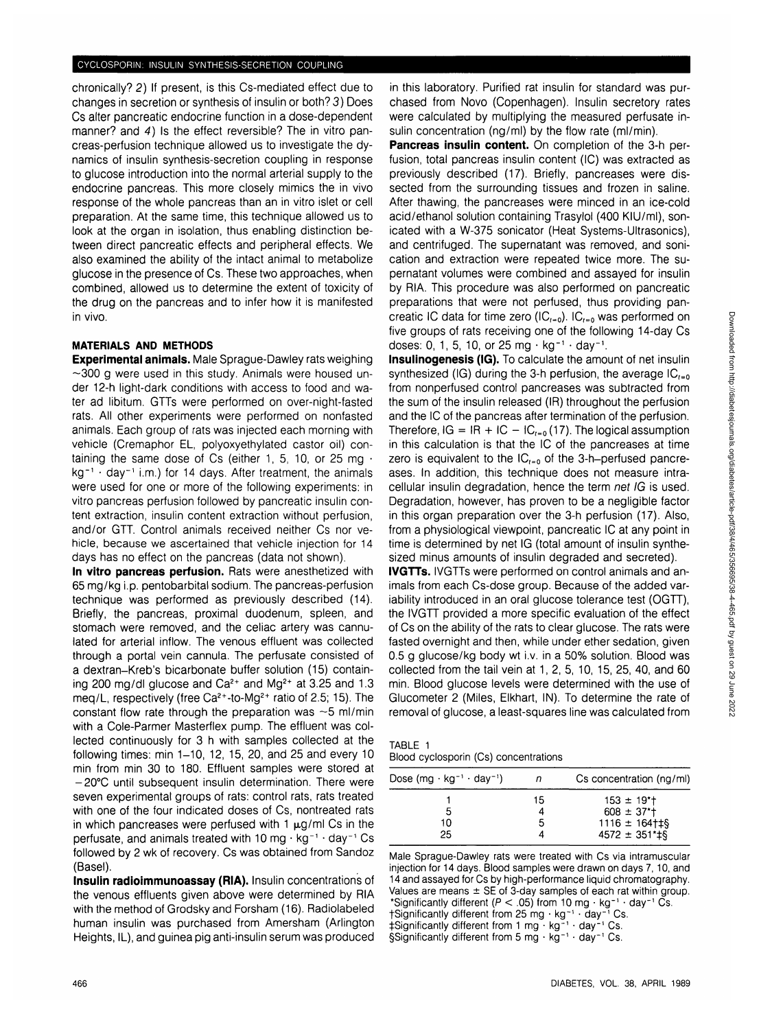chronically? 2) If present, is this Cs-mediated effect due to changes in secretion or synthesis of insulin or both? 3) Does Cs alter pancreatic endocrine function in a dose-dependent manner? and 4) Is the effect reversible? The in vitro pancreas-perfusion technique allowed us to investigate the dynamics of insulin synthesis-secretion coupling in response to glucose introduction into the normal arterial supply to the endocrine pancreas. This more closely mimics the in vivo response of the whole pancreas than an in vitro islet or cell preparation. At the same time, this technique allowed us to look at the organ in isolation, thus enabling distinction between direct pancreatic effects and peripheral effects. We also examined the ability of the intact animal to metabolize glucose in the presence of Cs. These two approaches, when combined, allowed us to determine the extent of toxicity of the drug on the pancreas and to infer how it is manifested in vivo.

## MATERIALS AND METHODS

**Experimental animals.** Male Sprague-Dawley rats weighing ~300 g were used in this study. Animals were housed under 12-h light-dark conditions with access to food and water ad libitum. GTTs were performed on over-night-fasted rats. All other experiments were performed on nonfasted animals. Each group of rats was injected each morning with vehicle (Cremaphor EL, polyoxyethylated castor oil) containing the same dose of Cs (either 1, 5, 10, or 25 mg · kg$^{-1}$ · day$^{-1}$ i.m.) for 14 days. After treatment, the animals were used for one or more of the following experiments: in vitro pancreas perfusion followed by pancreatic insulin content extraction, insulin content extraction without perfusion, and/or GTT. Control animals received neither Cs nor vehicle, because we ascertained that vehicle injection for 14 days has no effect on the pancreas (data not shown).

**In vitro pancreas perfusion.** Rats were anesthetized with 65 mg/kg i.p. pentobarbital sodium. The pancreas-perfusion technique was performed as previously described (14). Briefly, the pancreas, proximal duodenum, spleen, and stomach were removed, and the celiac artery was cannulated for arterial inflow. The venous effluent was collected through a portal vein cannula. The perfusate consisted of a dextran–Kreb's bicarbonate buffer solution (15) containing 200 mg/dl glucose and $Ca^{2+}$ and $Mg^{2+}$ at 3.25 and 1.3 meq/L, respectively (free $Ca^{2+}$-to-$Mg^{2+}$ ratio of 2.5; 15). The constant flow rate through the preparation was ~5 ml/min with a Cole-Parmer Masterflex pump. The effluent was collected continuously for 3 h with samples collected at the following times: min 1–10, 12, 15, 20, and 25 and every 10 min from min 30 to 180. Effluent samples were stored at −20°C until subsequent insulin determination. There were seven experimental groups of rats: control rats, rats treated with one of the four indicated doses of Cs, nontreated rats in which pancreases were perfused with 1 μg/ml Cs in the perfusate, and animals treated with 10 mg · kg$^{-1}$ · day$^{-1}$ Cs followed by 2 wk of recovery. Cs was obtained from Sandoz (Basel).

**Insulin radioimmunoassay (RIA).** Insulin concentrations of the venous effluents given above were determined by RIA with the method of Grodsky and Forsham (16). Radiolabeled human insulin was purchased from Amersham (Arlington Heights, IL), and guinea pig anti-insulin serum was produced in this laboratory. Purified rat insulin for standard was purchased from Novo (Copenhagen). Insulin secretory rates were calculated by multiplying the measured perfusate insulin concentration (ng/ml) by the flow rate (ml/min).

**Pancreas insulin content.** On completion of the 3-h perfusion, total pancreas insulin content (IC) was extracted as previously described (17). Briefly, pancreases were dissected from the surrounding tissues and frozen in saline. After thawing, the pancreases were minced in an ice-cold acid/ethanol solution containing Trasylol (400 KIU/ml), sonicated with a W-375 sonicator (Heat Systems-Ultrasonics), and centrifuged. The supernatant was removed, and sonication and extraction were repeated twice more. The supernatant volumes were combined and assayed for insulin by RIA. This procedure was also performed on pancreatic preparations that were not perfused, thus providing pancreatic IC data for time zero ($IC_{t=0}$). $IC_{t=0}$ was performed on five groups of rats receiving one of the following 14-day Cs doses: 0, 1, 5, 10, or 25 mg · kg$^{-1}$ · day$^{-1}$.

**Insulinogenesis (IG).** To calculate the amount of net insulin synthesized (IG) during the 3-h perfusion, the average $IC_{t=0}$ from nonperfused control pancreases was subtracted from the sum of the insulin released (IR) throughout the perfusion and the IC of the pancreas after termination of the perfusion. Therefore, IG = IR + IC − $IC_{t=0}$ (17). The logical assumption in this calculation is that the IC of the pancreases at time zero is equivalent to the $IC_{t=0}$ of the 3-h–perfused pancreases. In addition, this technique does not measure intracellular insulin degradation, hence the term *net IG* is used. Degradation, however, has proven to be a negligible factor in this organ preparation over the 3-h perfusion (17). Also, from a physiological viewpoint, pancreatic IC at any point in time is determined by net IG (total amount of insulin synthesized minus amounts of insulin degraded and secreted).

**IVGTTs.** IVGTTs were performed on control animals and animals from each Cs-dose group. Because of the added variability introduced in an oral glucose tolerance test (OGTT), the IVGTT provided a more specific evaluation of the effect of Cs on the ability of the rats to clear glucose. The rats were fasted overnight and then, while under ether sedation, given 0.5 g glucose/kg body wt i.v. in a 50% solution. Blood was collected from the tail vein at 1, 2, 5, 10, 15, 25, 40, and 60 min. Blood glucose levels were determined with the use of Glucometer 2 (Miles, Elkhart, IN). To determine the rate of removal of glucose, a least-squares line was calculated from

TABLE 1
Blood cyclosporin (Cs) concentrations

| Dose (mg · kg$^{-1}$ · day$^{-1}$) | n | Cs concentration (ng/ml) |
|---|---|---|
| 1 | 15 | 153 ± 19*† |
| 5 | 4 | 608 ± 37*† |
| 10 | 5 | 1116 ± 164†‡§ |
| 25 | 4 | 4572 ± 351*‡§ |

Male Sprague-Dawley rats were treated with Cs via intramuscular injection for 14 days. Blood samples were drawn on days 7, 10, and 14 and assayed for Cs by high-performance liquid chromatography. Values are means ± SE of 3-day samples of each rat within group.
*Significantly different ($P < .05$) from 10 mg · kg$^{-1}$ · day$^{-1}$ Cs.
†Significantly different from 25 mg · kg$^{-1}$ · day$^{-1}$ Cs.
‡Significantly different from 1 mg · kg$^{-1}$ · day$^{-1}$ Cs.
§Significantly different from 5 mg · kg$^{-1}$ · day$^{-1}$ Cs.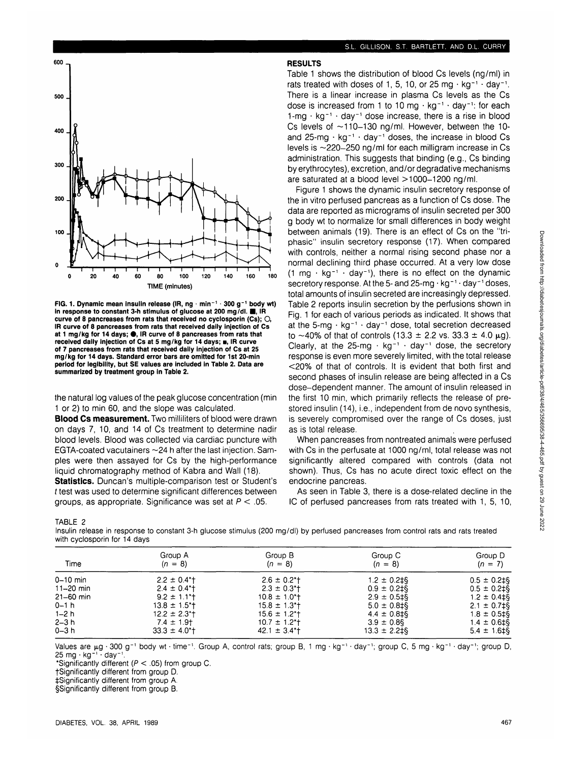FIG. 1. Dynamic mean insulin release (IR, ng · min$^{-1}$ · 300 g$^{-1}$ body wt) in response to constant 3-h stimulus of glucose at 200 mg/dl. ■, IR curve of 8 pancreases from rats that received no cyclosporin (Cs); ○, IR curve of 8 pancreases from rats that received daily injection of Cs at 1 mg/kg for 14 days; ●, IR curve of 8 pancreases from rats that received daily injection of Cs at 5 mg/kg for 14 days; ▪, IR curve of 7 pancreases from rats that received daily injection of Cs at 25 mg/kg for 14 days. Standard error bars are omitted for 1st 20-min period for legibility, but SE values are included in Table 2. Data are summarized by treatment group in Table 2.

the natural log values of the peak glucose concentration (min 1 or 2) to min 60, and the slope was calculated.

**Blood Cs measurement.** Two milliliters of blood were drawn on days 7, 10, and 14 of Cs treatment to determine nadir blood levels. Blood was collected via cardiac puncture with EGTA-coated vacutainers ~24 h after the last injection. Samples were then assayed for Cs by the high-performance liquid chromatography method of Kabra and Wall (18).

**Statistics.** Duncan's multiple-comparison test or Student's $t$ test was used to determine significant differences between groups, as appropriate. Significance was set at $P < .05$.

## RESULTS

Table 1 shows the distribution of blood Cs levels (ng/ml) in rats treated with doses of 1, 5, 10, or 25 mg · kg$^{-1}$ · day$^{-1}$. There is a linear increase in plasma Cs levels as the Cs dose is increased from 1 to 10 mg · kg$^{-1}$ · day$^{-1}$: for each 1-mg · kg$^{-1}$ · day$^{-1}$ dose increase, there is a rise in blood Cs levels of ~110–130 ng/ml. However, between the 10- and 25-mg · kg$^{-1}$ · day$^{-1}$ doses, the increase in blood Cs levels is ~220–250 ng/ml for each milligram increase in Cs administration. This suggests that binding (e.g., Cs binding by erythrocytes), excretion, and/or degradative mechanisms are saturated at a blood level >1000–1200 ng/ml.

Figure 1 shows the dynamic insulin secretory response of the in vitro perfused pancreas as a function of Cs dose. The data are reported as micrograms of insulin secreted per 300 g body wt to normalize for small differences in body weight between animals (19). There is an effect of Cs on the "triphasic" insulin secretory response (17). When compared with controls, neither a normal rising second phase nor a normal declining third phase occurred. At a very low dose (1 mg · kg$^{-1}$ · day$^{-1}$), there is no effect on the dynamic secretory response. At the 5- and 25-mg · kg$^{-1}$ · day$^{-1}$ doses, total amounts of insulin secreted are increasingly depressed. Table 2 reports insulin secretion by the perfusions shown in Fig. 1 for each of various periods as indicated. It shows that at the 5-mg · kg$^{-1}$ · day$^{-1}$ dose, total secretion decreased to ~40% of that of controls (13.3 ± 2.2 vs. 33.3 ± 4.0 μg). Clearly, at the 25-mg · kg$^{-1}$ · day$^{-1}$ dose, the secretory response is even more severely limited, with the total release <20% of that of controls. It is evident that both first and second phases of insulin release are being affected in a Cs dose–dependent manner. The amount of insulin released in the first 10 min, which primarily reflects the release of prestored insulin (14), i.e., independent from de novo synthesis, is severely compromised over the range of Cs doses, just as is total release.

When pancreases from nontreated animals were perfused with Cs in the perfusate at 1000 ng/ml, total release was not significantly altered compared with controls (data not shown). Thus, Cs has no acute direct toxic effect on the endocrine pancreas.

As seen in Table 3, there is a dose-related decline in the IC of perfused pancreases from rats treated with 1, 5, 10,

TABLE 2

Insulin release in response to constant 3-h glucose stimulus (200 mg/dl) by perfused pancreases from control rats and rats treated with cyclosporin for 14 days

| Time | Group A ($n$ = 8) | Group B ($n$ = 8) | Group C ($n$ = 8) | Group D ($n$ = 7) |
|---|---|---|---|---|
| 0–10 min | 2.2 ± 0.4*† | 2.6 ± 0.2*† | 1.2 ± 0.2‡§ | 0.5 ± 0.2‡§ |
| 11–20 min | 2.4 ± 0.4*† | 2.3 ± 0.3*† | 0.9 ± 0.2‡§ | 0.5 ± 0.2‡§ |
| 21–60 min | 9.2 ± 1.1*† | 10.8 ± 1.0*† | 2.9 ± 0.5‡§ | 1.2 ± 0.4‡§ |
| 0–1 h | 13.8 ± 1.5*† | 15.8 ± 1.3*† | 5.0 ± 0.8‡§ | 2.1 ± 0.7‡§ |
| 1–2 h | 12.2 ± 2.3*† | 15.6 ± 1.2*† | 4.4 ± 0.8‡§ | 1.8 ± 0.5‡§ |
| 2–3 h | 7.4 ± 1.9† | 10.7 ± 1.2*† | 3.9 ± 0.8§ | 1.4 ± 0.6‡§ |
| 0–3 h | 33.3 ± 4.0*† | 42.1 ± 3.4*† | 13.3 ± 2.2‡§ | 5.4 ± 1.6‡§ |

Values are μg · 300 g$^{-1}$ body wt · time$^{-1}$. Group A, control rats; group B, 1 mg · kg$^{-1}$ · day$^{-1}$; group C, 5 mg · kg$^{-1}$ · day$^{-1}$; group D, 25 mg · kg$^{-1}$ · day$^{-1}$.

*Significantly different ($P < .05$) from group C.

†Significantly different from group D.

‡Significantly different from group A.

§Significantly different from group B.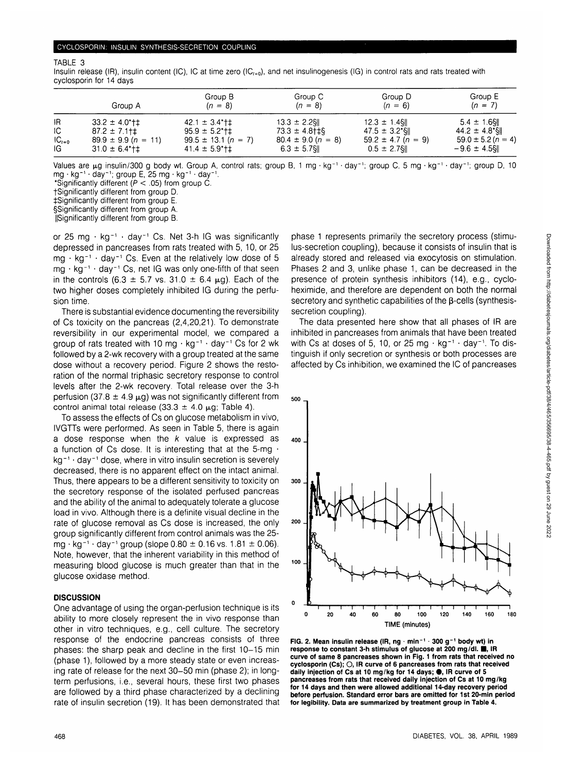TABLE 3

Insulin release (IR), insulin content (IC), IC at time zero ($IC_{t=0}$), and net insulinogenesis (IG) in control rats and rats treated with cyclosporin for 14 days

| | Group A | Group B ($n$ = 8) | Group C ($n$ = 8) | Group D ($n$ = 6) | Group E ($n$ = 7) |
|---|---|---|---|---|---|
| IR | 33.2 ± 4.0*†‡ | 42.1 ± 3.4*†‡ | 13.3 ± 2.2§‖ | 12.3 ± 1.4§‖ | 5.4 ± 1.6§‖ |
| IC | 87.2 ± 7.1†‡ | 95.9 ± 5.2*†‡ | 73.3 ± 4.8†‡§ | 47.5 ± 3.2*§‖ | 44.2 ± 4.8*§‖ |
| $IC_{t=0}$ | 89.9 ± 9.9 ($n$ = 11) | 99.5 ± 13.1 ($n$ = 7) | 80.4 ± 9.0 ($n$ = 8) | 59.2 ± 4.7 ($n$ = 9) | 59.0 ± 5.2 ($n$ = 4) |
| IG | 31.0 ± 6.4*†‡ | 41.4 ± 5.9*†‡ | 6.3 ± 5.7§‖ | 0.5 ± 2.7§‖ | −9.6 ± 4.5§‖ |

Values are μg insulin/300 g body wt. Group A, control rats; group B, 1 mg · kg⁻¹ · day⁻¹; group C, 5 mg · kg⁻¹ · day⁻¹; group D, 10 mg · kg⁻¹ · day⁻¹; group E, 25 mg · kg⁻¹ · day⁻¹.
*Significantly different ($P$ < .05) from group C.
†Significantly different from group D.
‡Significantly different from group E.
§Significantly different from group A.
‖Significantly different from group B.

or 25 mg · kg⁻¹ · day⁻¹ Cs. Net 3-h IG was significantly depressed in pancreases from rats treated with 5, 10, or 25 mg · kg⁻¹ · day⁻¹ Cs. Even at the relatively low dose of 5 mg · kg⁻¹ · day⁻¹ Cs, net IG was only one-fifth of that seen in the controls (6.3 ± 5.7 vs. 31.0 ± 6.4 μg). Each of the two higher doses completely inhibited IG during the perfusion time.

There is substantial evidence documenting the reversibility of Cs toxicity on the pancreas (2,4,20,21). To demonstrate reversibility in our experimental model, we compared a group of rats treated with 10 mg · kg⁻¹ · day⁻¹ Cs for 2 wk followed by a 2-wk recovery with a group treated at the same dose without a recovery period. Figure 2 shows the restoration of the normal triphasic secretory response to control levels after the 2-wk recovery. Total release over the 3-h perfusion (37.8 ± 4.9 μg) was not significantly different from control animal total release (33.3 ± 4.0 μg; Table 4).

To assess the effects of Cs on glucose metabolism in vivo, IVGTTs were performed. As seen in Table 5, there is again a dose response when the $k$ value is expressed as a function of Cs dose. It is interesting that at the 5-mg · kg⁻¹ · day⁻¹ dose, where in vitro insulin secretion is severely decreased, there is no apparent effect on the intact animal. Thus, there appears to be a different sensitivity to toxicity on the secretory response of the isolated perfused pancreas and the ability of the animal to adequately tolerate a glucose load in vivo. Although there is a definite visual decline in the rate of glucose removal as Cs dose is increased, the only group significantly different from control animals was the 25-mg · kg⁻¹ · day⁻¹ group (slope 0.80 ± 0.16 vs. 1.81 ± 0.06). Note, however, that the inherent variability in this method of measuring blood glucose is much greater than that in the glucose oxidase method.

## DISCUSSION

One advantage of using the organ-perfusion technique is its ability to more closely represent the in vivo response than other in vitro techniques, e.g., cell culture. The secretory response of the endocrine pancreas consists of three phases: the sharp peak and decline in the first 10–15 min (phase 1), followed by a more steady state or even increasing rate of release for the next 30–50 min (phase 2); in long-term perfusions, i.e., several hours, these first two phases are followed by a third phase characterized by a declining rate of insulin secretion (19). It has been demonstrated that phase 1 represents primarily the secretory process (stimulus-secretion coupling), because it consists of insulin that is already stored and released via exocytosis on stimulation. Phases 2 and 3, unlike phase 1, can be decreased in the presence of protein synthesis inhibitors (14), e.g., cycloheximide, and therefore are dependent on both the normal secretory and synthetic capabilities of the β-cells (synthesis-secretion coupling).

The data presented here show that all phases of IR are inhibited in pancreases from animals that have been treated with Cs at doses of 5, 10, or 25 mg · kg⁻¹ · day⁻¹. To distinguish if only secretion or synthesis or both processes are affected by Cs inhibition, we examined the IC of pancreases

**FIG. 2. Mean insulin release (IR, ng · min⁻¹ · 300 g⁻¹ body wt) in response to constant 3-h stimulus of glucose at 200 mg/dl. ■, IR curve of same 8 pancreases shown in Fig. 1 from rats that received no cyclosporin (Cs); ○, IR curve of 6 pancreases from rats that received daily injection of Cs at 10 mg/kg for 14 days; ●, IR curve of 5 pancreases from rats that received daily injection of Cs at 10 mg/kg for 14 days and then were allowed additional 14-day recovery period before perfusion. Standard error bars are omitted for 1st 20-min period for legibility. Data are summarized by treatment group in Table 4.**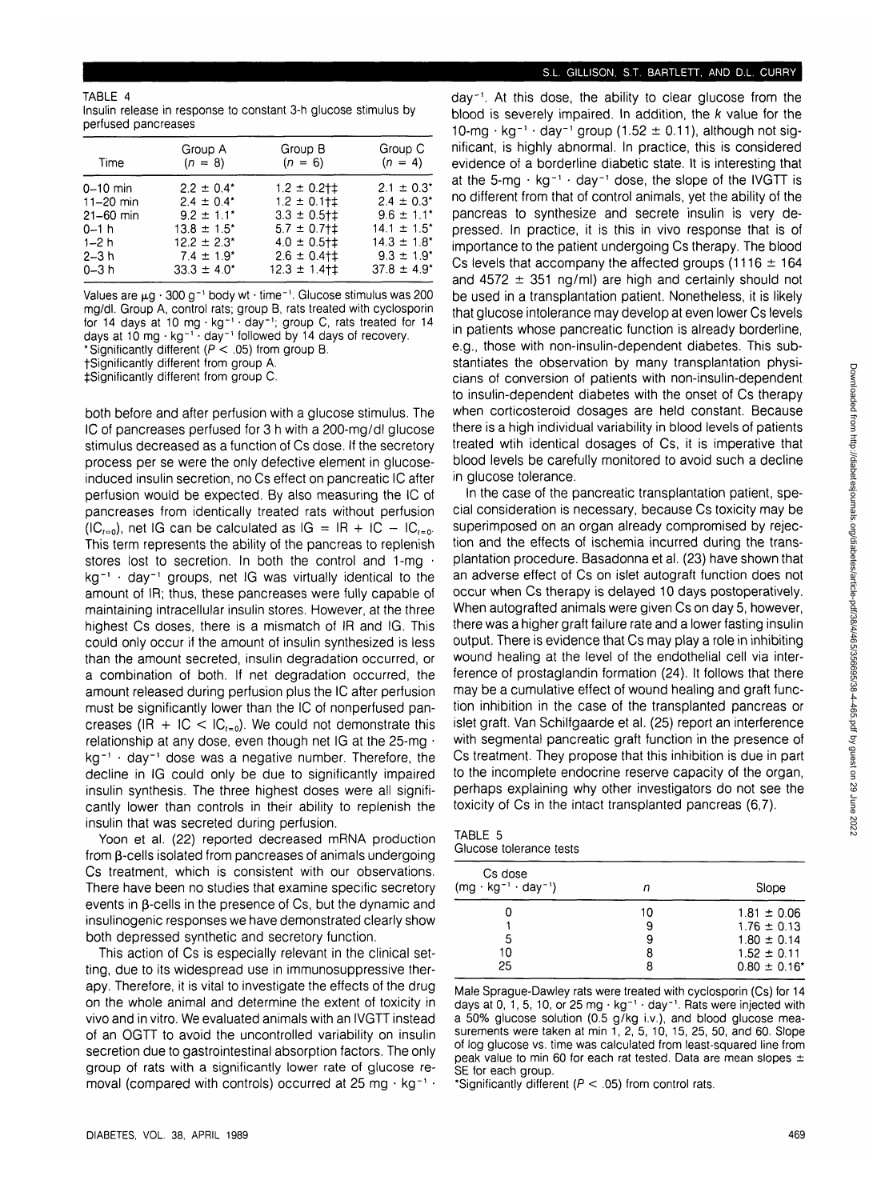TABLE 4
Insulin release in response to constant 3-h glucose stimulus by perfused pancreases

| Time | Group A ($n$ = 8) | Group B ($n$ = 6) | Group C ($n$ = 4) |
|---|---|---|---|
| 0–10 min | 2.2 ± 0.4* | 1.2 ± 0.2†‡ | 2.1 ± 0.3* |
| 11–20 min | 2.4 ± 0.4* | 1.2 ± 0.1†‡ | 2.4 ± 0.3* |
| 21–60 min | 9.2 ± 1.1* | 3.3 ± 0.5†‡ | 9.6 ± 1.1* |
| 0–1 h | 13.8 ± 1.5* | 5.7 ± 0.7†‡ | 14.1 ± 1.5* |
| 1–2 h | 12.2 ± 2.3* | 4.0 ± 0.5†‡ | 14.3 ± 1.8* |
| 2–3 h | 7.4 ± 1.9* | 2.6 ± 0.4†‡ | 9.3 ± 1.9* |
| 0–3 h | 33.3 ± 4.0* | 12.3 ± 1.4†‡ | 37.8 ± 4.9* |

Values are μg · 300 g⁻¹ body wt · time⁻¹. Glucose stimulus was 200 mg/dl. Group A, control rats; group B, rats treated with cyclosporin for 14 days at 10 mg · kg⁻¹ · day⁻¹; group C, rats treated for 14 days at 10 mg · kg⁻¹ · day⁻¹ followed by 14 days of recovery.
*Significantly different ($P < .05$) from group B.
†Significantly different from group A.
‡Significantly different from group C.

both before and after perfusion with a glucose stimulus. The IC of pancreases perfused for 3 h with a 200-mg/dl glucose stimulus decreased as a function of Cs dose. If the secretory process per se were the only defective element in glucose-induced insulin secretion, no Cs effect on pancreatic IC after perfusion would be expected. By also measuring the IC of pancreases from identically treated rats without perfusion ($IC_{t=0}$), net IG can be calculated as $IG = IR + IC - IC_{t=0}$. This term represents the ability of the pancreas to replenish stores lost to secretion. In both the control and 1-mg · kg⁻¹ · day⁻¹ groups, net IG was virtually identical to the amount of IR; thus, these pancreases were fully capable of maintaining intracellular insulin stores. However, at the three highest Cs doses, there is a mismatch of IR and IG. This could only occur if the amount of insulin synthesized is less than the amount secreted, insulin degradation occurred, or a combination of both. If net degradation occurred, the amount released during perfusion plus the IC after perfusion must be significantly lower than the IC of nonperfused pancreases ($IR + IC < IC_{t=0}$). We could not demonstrate this relationship at any dose, even though net IG at the 25-mg · kg⁻¹ · day⁻¹ dose was a negative number. Therefore, the decline in IG could only be due to significantly impaired insulin synthesis. The three highest doses were all significantly lower than controls in their ability to replenish the insulin that was secreted during perfusion.

Yoon et al. (22) reported decreased mRNA production from β-cells isolated from pancreases of animals undergoing Cs treatment, which is consistent with our observations. There have been no studies that examine specific secretory events in β-cells in the presence of Cs, but the dynamic and insulinogenic responses we have demonstrated clearly show both depressed synthetic and secretory function.

This action of Cs is especially relevant in the clinical setting, due to its widespread use in immunosuppressive therapy. Therefore, it is vital to investigate the effects of the drug on the whole animal and determine the extent of toxicity in vivo and in vitro. We evaluated animals with an IVGTT instead of an OGTT to avoid the uncontrolled variability on insulin secretion due to gastrointestinal absorption factors. The only group of rats with a significantly lower rate of glucose removal (compared with controls) occurred at 25 mg · kg⁻¹ · day⁻¹. At this dose, the ability to clear glucose from the blood is severely impaired. In addition, the $k$ value for the 10-mg · kg⁻¹ · day⁻¹ group (1.52 ± 0.11), although not significant, is highly abnormal. In practice, this is considered evidence of a borderline diabetic state. It is interesting that at the 5-mg · kg⁻¹ · day⁻¹ dose, the slope of the IVGTT is no different from that of control animals, yet the ability of the pancreas to synthesize and secrete insulin is very depressed. In practice, it is this in vivo response that is of importance to the patient undergoing Cs therapy. The blood Cs levels that accompany the affected groups (1116 ± 164 and 4572 ± 351 ng/ml) are high and certainly should not be used in a transplantation patient. Nonetheless, it is likely that glucose intolerance may develop at even lower Cs levels in patients whose pancreatic function is already borderline, e.g., those with non-insulin-dependent diabetes. This substantiates the observation by many transplantation physicians of conversion of patients with non-insulin-dependent to insulin-dependent diabetes with the onset of Cs therapy when corticosteroid dosages are held constant. Because there is a high individual variability in blood levels of patients treated wtih identical dosages of Cs, it is imperative that blood levels be carefully monitored to avoid such a decline in glucose tolerance.

In the case of the pancreatic transplantation patient, special consideration is necessary, because Cs toxicity may be superimposed on an organ already compromised by rejection and the effects of ischemia incurred during the transplantation procedure. Basadonna et al. (23) have shown that an adverse effect of Cs on islet autograft function does not occur when Cs therapy is delayed 10 days postoperatively. When autografted animals were given Cs on day 5, however, there was a higher graft failure rate and a lower fasting insulin output. There is evidence that Cs may play a role in inhibiting wound healing at the level of the endothelial cell via interference of prostaglandin formation (24). It follows that there may be a cumulative effect of wound healing and graft function inhibition in the case of the transplanted pancreas or islet graft. Van Schilfgaarde et al. (25) report an interference with segmental pancreatic graft function in the presence of Cs treatment. They propose that this inhibition is due in part to the incomplete endocrine reserve capacity of the organ, perhaps explaining why other investigators do not see the toxicity of Cs in the intact transplanted pancreas (6,7).

TABLE 5
Glucose tolerance tests

| Cs dose (mg · kg⁻¹ · day⁻¹) | $n$ | Slope |
|---|---|---|
| 0 | 10 | 1.81 ± 0.06 |
| 1 | 9 | 1.76 ± 0.13 |
| 5 | 9 | 1.80 ± 0.14 |
| 10 | 8 | 1.52 ± 0.11 |
| 25 | 8 | 0.80 ± 0.16* |

Male Sprague-Dawley rats were treated with cyclosporin (Cs) for 14 days at 0, 1, 5, 10, or 25 mg · kg⁻¹ · day⁻¹. Rats were injected with a 50% glucose solution (0.5 g/kg i.v.), and blood glucose measurements were taken at min 1, 2, 5, 10, 15, 25, 50, and 60. Slope of log glucose vs. time was calculated from least-squared line from peak value to min 60 for each rat tested. Data are mean slopes ± SE for each group.
*Significantly different ($P < .05$) from control rats.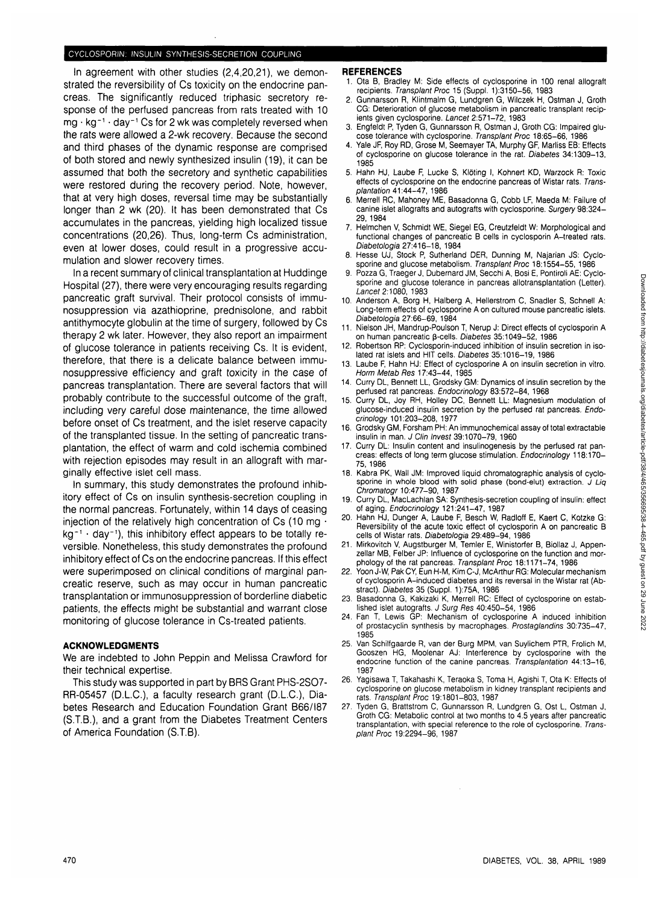In agreement with other studies (2,4,20,21), we demonstrated the reversibility of Cs toxicity on the endocrine pancreas. The significantly reduced triphasic secretory response of the perfused pancreas from rats treated with 10 $mg \cdot kg^{-1} \cdot day^{-1}$ Cs for 2 wk was completely reversed when the rats were allowed a 2-wk recovery. Because the second and third phases of the dynamic response are comprised of both stored and newly synthesized insulin (19), it can be assumed that both the secretory and synthetic capabilities were restored during the recovery period. Note, however, that at very high doses, reversal time may be substantially longer than 2 wk (20). It has been demonstrated that Cs accumulates in the pancreas, yielding high localized tissue concentrations (20,26). Thus, long-term Cs administration, even at lower doses, could result in a progressive accumulation and slower recovery times.

In a recent summary of clinical transplantation at Huddinge Hospital (27), there were very encouraging results regarding pancreatic graft survival. Their protocol consists of immunosuppression via azathioprine, prednisolone, and rabbit antithymocyte globulin at the time of surgery, followed by Cs therapy 2 wk later. However, they also report an impairment of glucose tolerance in patients receiving Cs. It is evident, therefore, that there is a delicate balance between immunosuppressive efficiency and graft toxicity in the case of pancreas transplantation. There are several factors that will probably contribute to the successful outcome of the graft, including very careful dose maintenance, the time allowed before onset of Cs treatment, and the islet reserve capacity of the transplanted tissue. In the setting of pancreatic transplantation, the effect of warm and cold ischemia combined with rejection episodes may result in an allograft with marginally effective islet cell mass.

In summary, this study demonstrates the profound inhibitory effect of Cs on insulin synthesis-secretion coupling in the normal pancreas. Fortunately, within 14 days of ceasing injection of the relatively high concentration of Cs (10 $mg \cdot kg^{-1} \cdot day^{-1}$), this inhibitory effect appears to be totally reversible. Nonetheless, this study demonstrates the profound inhibitory effect of Cs on the endocrine pancreas. If this effect were superimposed on clinical conditions of marginal pancreatic reserve, such as may occur in human pancreatic transplantation or immunosuppression of borderline diabetic patients, the effects might be substantial and warrant close monitoring of glucose tolerance in Cs-treated patients.

## ACKNOWLEDGMENTS

We are indebted to John Peppin and Melissa Crawford for their technical expertise.

This study was supported in part by BRS Grant PHS-2SO7-RR-05457 (D.L.C.), a faculty research grant (D.L.C.), Diabetes Research and Education Foundation Grant B66/I87 (S.T.B.), and a grant from the Diabetes Treatment Centers of America Foundation (S.T.B).

## REFERENCES

1. Ota B, Bradley M: Side effects of cyclosporine in 100 renal allograft recipients. *Transplant Proc* 15 (Suppl. 1):3150–56, 1983
2. Gunnarsson R, Klintmalm G, Lundgren G, Wilczek H, Ostman J, Groth CG: Deterioration of glucose metabolism in pancreatic transplant recipients given cyclosporine. *Lancet* 2:571–72, 1983
3. Engfeldt P, Tyden G, Gunnarsson R, Ostman J, Groth CG: Impaired glucose tolerance with cyclosporine. *Transplant Proc* 18:65–66, 1986
4. Yale JF, Roy RD, Grose M, Seemayer TA, Murphy GF, Marliss EB: Effects of cyclosporine on glucose tolerance in the rat. *Diabetes* 34:1309–13, 1985
5. Hahn HJ, Laube F, Lucke S, Klöting I, Kohnert KD, Warzock R: Toxic effects of cyclosporine on the endocrine pancreas of Wistar rats. *Transplantation* 41:44–47, 1986
6. Merrell RC, Mahoney ME, Basadonna G, Cobb LF, Maeda M: Failure of canine islet allografts and autografts with cyclosporine. *Surgery* 98:324–29, 1984
7. Helmchen V, Schmidt WE, Siegel EG, Creutzfeldt W: Morphological and functional changes of pancreatic B cells in cyclosporin A-treated rats. *Diabetologia* 27:416–18, 1984
8. Hesse UJ, Stock P, Sutherland DER, Dunning M, Najarian JS: Cyclosporine and glucose metabolism. *Transplant Proc* 18:1554–55, 1986
9. Pozza G, Traeger J, Dubernard JM, Secchi A, Bosi E, Pontiroli AE: Cyclosporine and glucose tolerance in pancreas allotransplantation (Letter). *Lancet* 2:1080, 1983
10. Anderson A, Borg H, Halberg A, Hellerstrom C, Snadler S, Schnell A: Long-term effects of cyclosporine A on cultured mouse pancreatic islets. *Diabetologia* 27:66–69, 1984
11. Nielson JH, Mandrup-Poulson T, Nerup J: Direct effects of cyclosporin A on human pancreatic β-cells. *Diabetes* 35:1049–52, 1986
12. Robertson RP: Cyclosporin-induced inhibition of insulin secretion in isolated rat islets and HIT cells. *Diabetes* 35:1016–19, 1986
13. Laube F, Hahn HJ: Effect of cyclosporine A on insulin secretion in vitro. *Horm Metab Res* 17:43–44, 1985
14. Curry DL, Bennett LL, Grodsky GM: Dynamics of insulin secretion by the perfused rat pancreas. *Endocrinology* 83:572–84, 1968
15. Curry DL, Joy RH, Holley DC, Bennett LL: Magnesium modulation of glucose-induced insulin secretion by the perfused rat pancreas. *Endocrinology* 101:203–208, 1977
16. Grodsky GM, Forsham PH: An immunochemical assay of total extractable insulin in man. *J Clin Invest* 39:1070–79, 1960
17. Curry DL: Insulin content and insulinogenesis by the perfused rat pancreas: effects of long term glucose stimulation. *Endocrinology* 118:170–75, 1986
18. Kabra PK, Wall JM: Improved liquid chromatographic analysis of cyclosporine in whole blood with solid phase (bond-elut) extraction. *J Liq Chromatogr* 10:477–90, 1987
19. Curry DL, MacLachlan SA: Synthesis-secretion coupling of insulin: effect of aging. *Endocrinology* 121:241–47, 1987
20. Hahn HJ, Dunger A, Laube F, Besch W, Radloff E, Kaert C, Kotzke G: Reversibility of the acute toxic effect of cyclosporin A on pancreatic B cells of Wistar rats. *Diabetologia* 29:489–94, 1986
21. Mirkovitch V, Augstburger M, Temler E, Winistorfer B, Biollaz J, Appenzellar MB, Felber JP: Influence of cyclosporine on the function and morphology of the rat pancreas. *Transplant Proc* 18:1171–74, 1986
22. Yoon J-W, Pak CY, Eun H-M, Kim C-J, McArthur RG: Molecular mechanism of cyclosporin A-induced diabetes and its reversal in the Wistar rat (Abstract). *Diabetes* 35 (Suppl. 1):75A, 1986
23. Basadonna G, Kakizaki K, Merrell RC: Effect of cyclosporine on established islet autografts. *J Surg Res* 40:450–54, 1986
24. Fan T, Lewis GP: Mechanism of cyclosporine A induced inhibition of prostacyclin synthesis by macrophages. *Prostaglandins* 30:735–47, 1985
25. Van Schilfgaarde R, van der Burg MPM, van Suylichem PTR, Frolich M, Gooszen HG, Moolenar AJ: Interference by cyclosporine with the endocrine function of the canine pancreas. *Transplantation* 44:13–16, 1987
26. Yagisawa T, Takahashi K, Teraoka S, Toma H, Agishi T, Ota K: Effects of cyclosporine on glucose metabolism in kidney transplant recipients and rats. *Transplant Proc* 19:1801–803, 1987
27. Tyden G, Brattstrom C, Gunnarsson R, Lundgren G, Ost L, Ostman J, Groth CG: Metabolic control at two months to 4.5 years after pancreatic transplantation, with special reference to the role of cyclosporine. *Transplant Proc* 19:2294–96, 1987